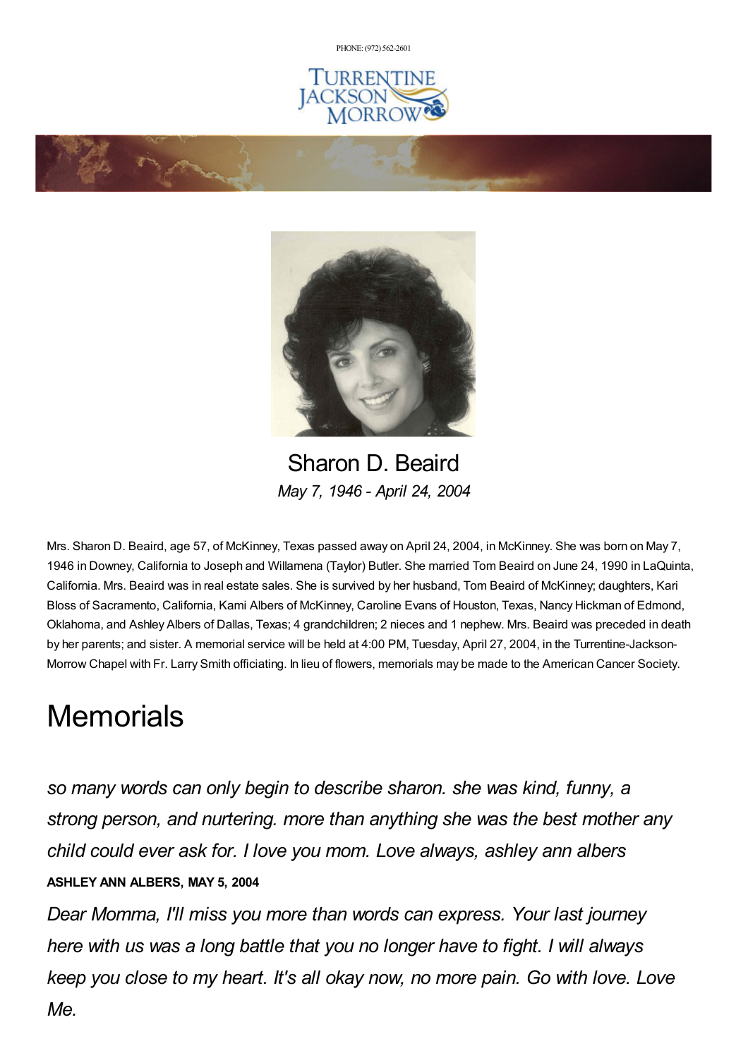PHONE: (972) 562-2601

TURRENTINE JACKSON MORROW

## Sharon D. Beaird

*May 7, 1946 - April 24, 2004*

Mrs. Sharon D. Beaird, age 57, of McKinney, Texas passed away on April 24, 2004, in McKinney. She was born on May 7, 1946 in Downey, California to Joseph and Willamena (Taylor) Butler. She married Tom Beaird on June 24, 1990 in LaQuinta, California. Mrs. Beaird was in real estate sales. She is survived by her husband, Tom Beaird of McKinney; daughters, Kari Bloss of Sacramento, California, Kami Albers of McKinney, Caroline Evans of Houston, Texas, Nancy Hickman of Edmond, Oklahoma, and Ashley Albers of Dallas, Texas; 4 grandchildren; 2 nieces and 1 nephew. Mrs. Beaird was preceded in death by her parents; and sister. A memorial service will be held at 4:00 PM, Tuesday, April 27, 2004, in the Turrentine-Jackson-Morrow Chapel with Fr. Larry Smith officiating. In lieu of flowers, memorials may be made to the American Cancer Society.

# Memorials

*so many words can only begin to describe sharon. she was kind, funny, a strong person, and nurtering. more than anything she was the best mother any child could ever ask for. I love you mom. Love always, ashley ann albers*

**ASHLEY ANN ALBERS, MAY 5, 2004**

*Dear Momma, I'll miss you more than words can express. Your last journey here with us was a long battle that you no longer have to fight. I will always keep you close to my heart. It's all okay now, no more pain. Go with love. Love Me.*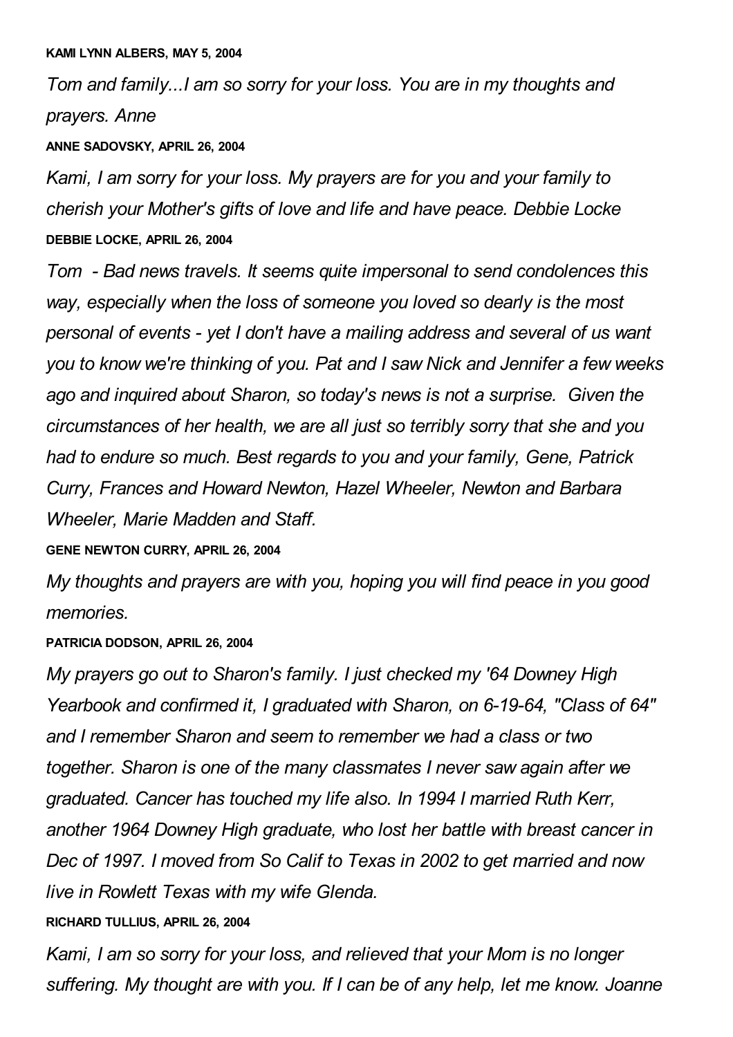**KAMI LYNN ALBERS, MAY 5, 2004**

*Tom and family...I am so sorry for your loss. You are in my thoughts and prayers. Anne*

**ANNE SADOVSKY, APRIL 26, 2004**

*Kami, I am sorry for your loss. My prayers are for you and your family to cherish your Mother's gifts of love and life and have peace. Debbie Locke*

**DEBBIE LOCKE, APRIL 26, 2004**

*Tom - Bad news travels. It seems quite impersonal to send condolences this way, especially when the loss of someone you loved so dearly is the most personal of events - yet I don't have a mailing address and several of us want you to know we're thinking of you. Pat and I saw Nick and Jennifer a few weeks ago and inquired about Sharon, so today's news is not a surprise. Given the circumstances of her health, we are all just so terribly sorry that she and you had to endure so much. Best regards to you and your family, Gene, Patrick Curry, Frances and Howard Newton, Hazel Wheeler, Newton and Barbara Wheeler, Marie Madden and Staff.*

**GENE NEWTON CURRY, APRIL 26, 2004**

*My thoughts and prayers are with you, hoping you will find peace in you good memories.*

**PATRICIA DODSON, APRIL 26, 2004**

*My prayers go out to Sharon's family. I just checked my '64 Downey High Yearbook and confirmed it, I graduated with Sharon, on 6-19-64, "Class of 64" and I remember Sharon and seem to remember we had a class or two together. Sharon is one of the many classmates I never saw again after we graduated. Cancer has touched my life also. In 1994 I married Ruth Kerr, another 1964 Downey High graduate, who lost her battle with breast cancer in Dec of 1997. I moved from So Calif to Texas in 2002 to get married and now live in Rowlett Texas with my wife Glenda.*

**RICHARD TULLIUS, APRIL 26, 2004**

*Kami, I am so sorry for your loss, and relieved that your Mom is no longer suffering. My thought are with you. If I can be of any help, let me know. Joanne*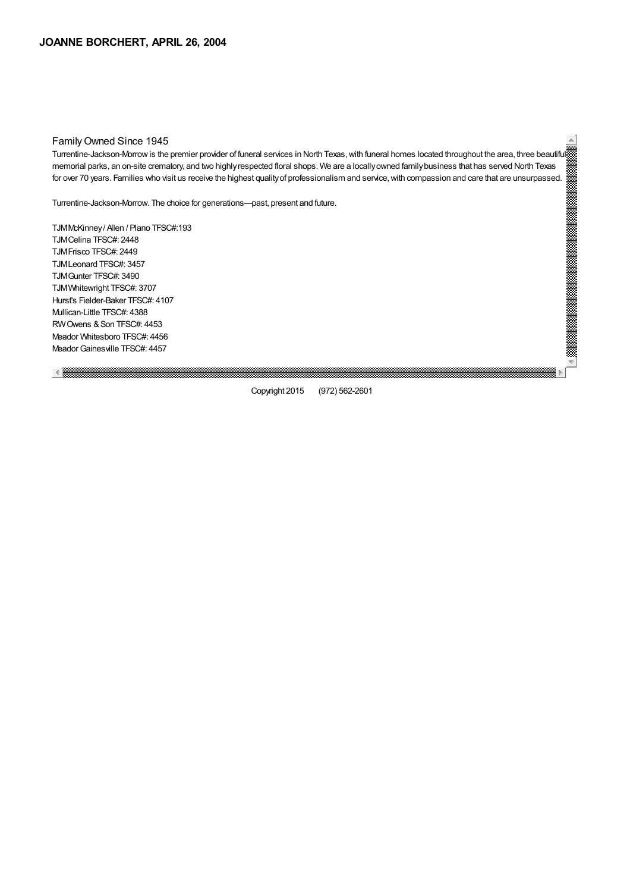Family Owned Since 1945

Turrentine-Jackson-Morrow is the premier provider of funeral services in North Texas, with funeral homes located throughout the area, three beautiful memorial parks, an on-site crematory, and two highly respected floral shops. We are a locally owned family business that has served North Texas for over 70 years. Families who visit us receive the highest quality of professionalism and service, with compassion and care that are unsurpassed.

Turrentine-Jackson-Morrow. The choice for generations—past, present and future.

TJM McKinney / Allen / Plano TFSC#:193
TJM Celina TFSC#: 2448
TJM Frisco TFSC#: 2449
TJM Leonard TFSC#: 3457
TJM Gunter TFSC#: 3490
TJM Whitewright TFSC#: 3707
Hurst's Fielder-Baker TFSC#: 4107
Mullican-Little TFSC#: 4388
RW Owens & Son TFSC#: 4453
Meador Whitesboro TFSC#: 4456
Meador Gainesville TFSC#: 4457

Copyright 2015 (972) 562-2601